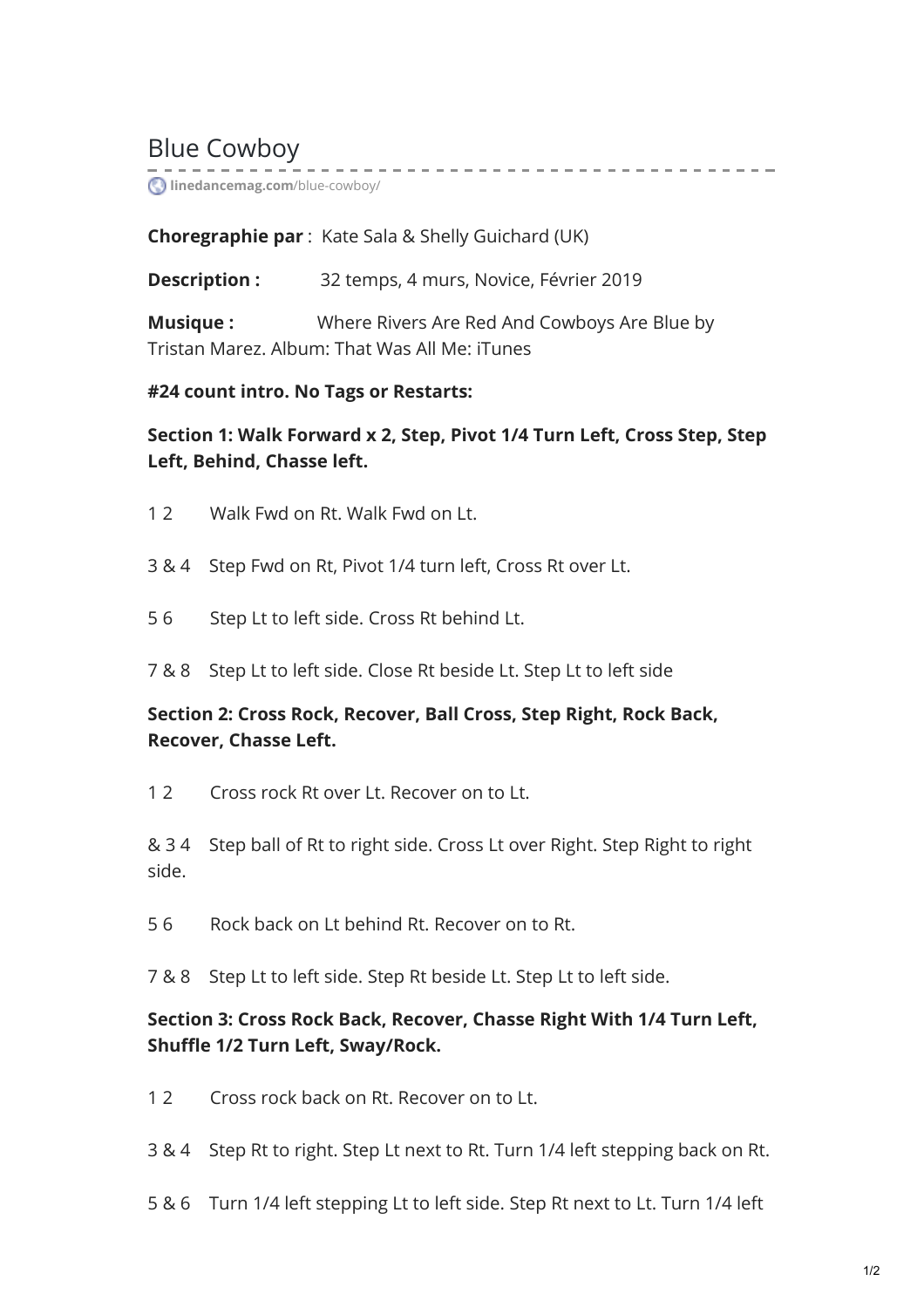# Blue Cowboy

linedancemag.com/blue-cowboy/

**Choregraphie par** : Kate Sala & Shelly Guichard (UK)

**Description :** 32 temps, 4 murs, Novice, Février 2019

**Musique :** Where Rivers Are Red And Cowboys Are Blue by Tristan Marez. Album: That Was All Me: iTunes

**#24 count intro. No Tags or Restarts:**

**Section 1: Walk Forward x 2, Step, Pivot 1/4 Turn Left, Cross Step, Step Left, Behind, Chasse left.**

1 2 Walk Fwd on Rt. Walk Fwd on Lt.

3 & 4 Step Fwd on Rt, Pivot 1/4 turn left, Cross Rt over Lt.

5 6 Step Lt to left side. Cross Rt behind Lt.

7 & 8 Step Lt to left side. Close Rt beside Lt. Step Lt to left side

**Section 2: Cross Rock, Recover, Ball Cross, Step Right, Rock Back, Recover, Chasse Left.**

1 2 Cross rock Rt over Lt. Recover on to Lt.

& 3 4 Step ball of Rt to right side. Cross Lt over Right. Step Right to right side.

5 6 Rock back on Lt behind Rt. Recover on to Rt.

7 & 8 Step Lt to left side. Step Rt beside Lt. Step Lt to left side.

**Section 3: Cross Rock Back, Recover, Chasse Right With 1/4 Turn Left, Shuffle 1/2 Turn Left, Sway/Rock.**

1 2 Cross rock back on Rt. Recover on to Lt.

3 & 4 Step Rt to right. Step Lt next to Rt. Turn 1/4 left stepping back on Rt.

5 & 6 Turn 1/4 left stepping Lt to left side. Step Rt next to Lt. Turn 1/4 left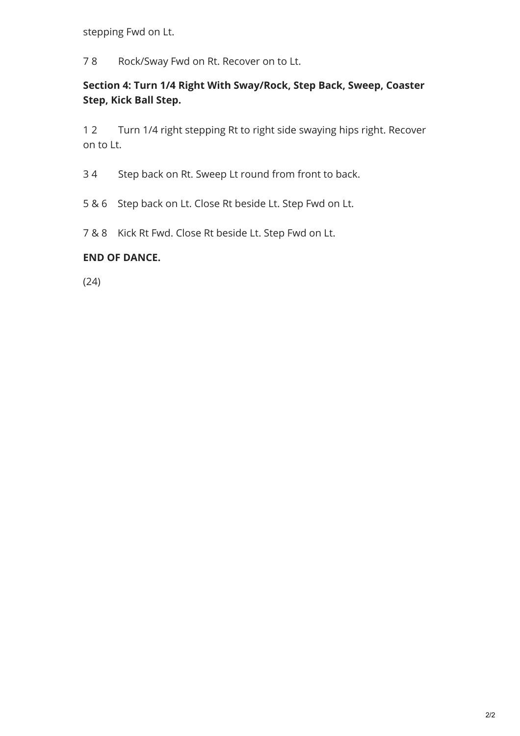stepping Fwd on Lt.

7 8 Rock/Sway Fwd on Rt. Recover on to Lt.

**Section 4: Turn 1/4 Right With Sway/Rock, Step Back, Sweep, Coaster Step, Kick Ball Step.**

1 2 Turn 1/4 right stepping Rt to right side swaying hips right. Recover on to Lt.

3 4 Step back on Rt. Sweep Lt round from front to back.

5 & 6 Step back on Lt. Close Rt beside Lt. Step Fwd on Lt.

7 & 8 Kick Rt Fwd. Close Rt beside Lt. Step Fwd on Lt.

**END OF DANCE.**

(24)